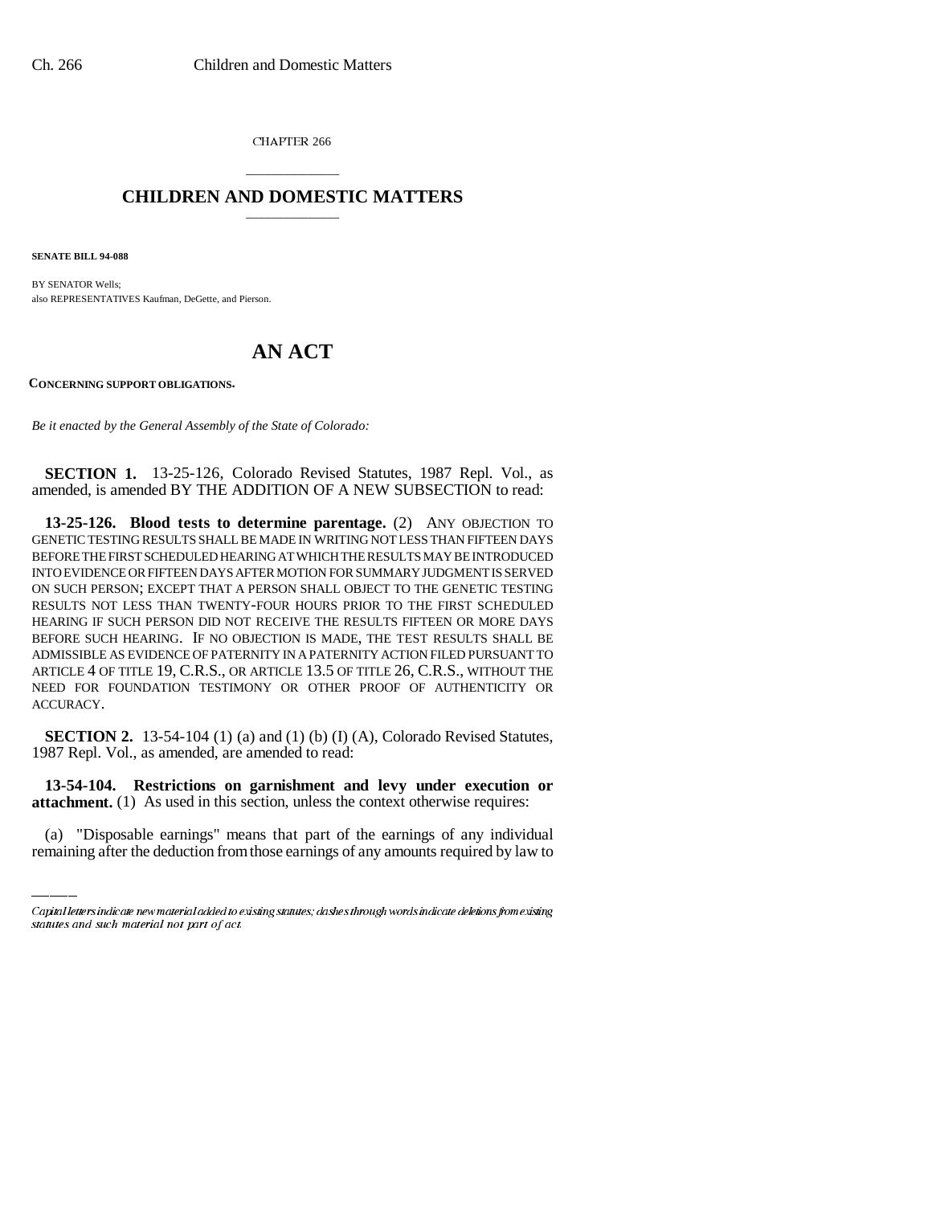CHAPTER 266

# CHILDREN AND DOMESTIC MATTERS

**SENATE BILL 94-088**

BY SENATOR Wells;
also REPRESENTATIVES Kaufman, DeGette, and Pierson.

# AN ACT

**CONCERNING SUPPORT OBLIGATIONS.**

*Be it enacted by the General Assembly of the State of Colorado:*

**SECTION 1.** 13-25-126, Colorado Revised Statutes, 1987 Repl. Vol., as amended, is amended BY THE ADDITION OF A NEW SUBSECTION to read:

**13-25-126. Blood tests to determine parentage.** (2) ANY OBJECTION TO GENETIC TESTING RESULTS SHALL BE MADE IN WRITING NOT LESS THAN FIFTEEN DAYS BEFORE THE FIRST SCHEDULED HEARING AT WHICH THE RESULTS MAY BE INTRODUCED INTO EVIDENCE OR FIFTEEN DAYS AFTER MOTION FOR SUMMARY JUDGMENT IS SERVED ON SUCH PERSON; EXCEPT THAT A PERSON SHALL OBJECT TO THE GENETIC TESTING RESULTS NOT LESS THAN TWENTY-FOUR HOURS PRIOR TO THE FIRST SCHEDULED HEARING IF SUCH PERSON DID NOT RECEIVE THE RESULTS FIFTEEN OR MORE DAYS BEFORE SUCH HEARING. IF NO OBJECTION IS MADE, THE TEST RESULTS SHALL BE ADMISSIBLE AS EVIDENCE OF PATERNITY IN A PATERNITY ACTION FILED PURSUANT TO ARTICLE 4 OF TITLE 19, C.R.S., OR ARTICLE 13.5 OF TITLE 26, C.R.S., WITHOUT THE NEED FOR FOUNDATION TESTIMONY OR OTHER PROOF OF AUTHENTICITY OR ACCURACY.

**SECTION 2.** 13-54-104 (1) (a) and (1) (b) (I) (A), Colorado Revised Statutes, 1987 Repl. Vol., as amended, are amended to read:

**13-54-104. Restrictions on garnishment and levy under execution or attachment.** (1) As used in this section, unless the context otherwise requires:

(a) "Disposable earnings" means that part of the earnings of any individual remaining after the deduction from those earnings of any amounts required by law to

Capital letters indicate new material added to existing statutes; dashes through words indicate deletions from existing statutes and such material not part of act.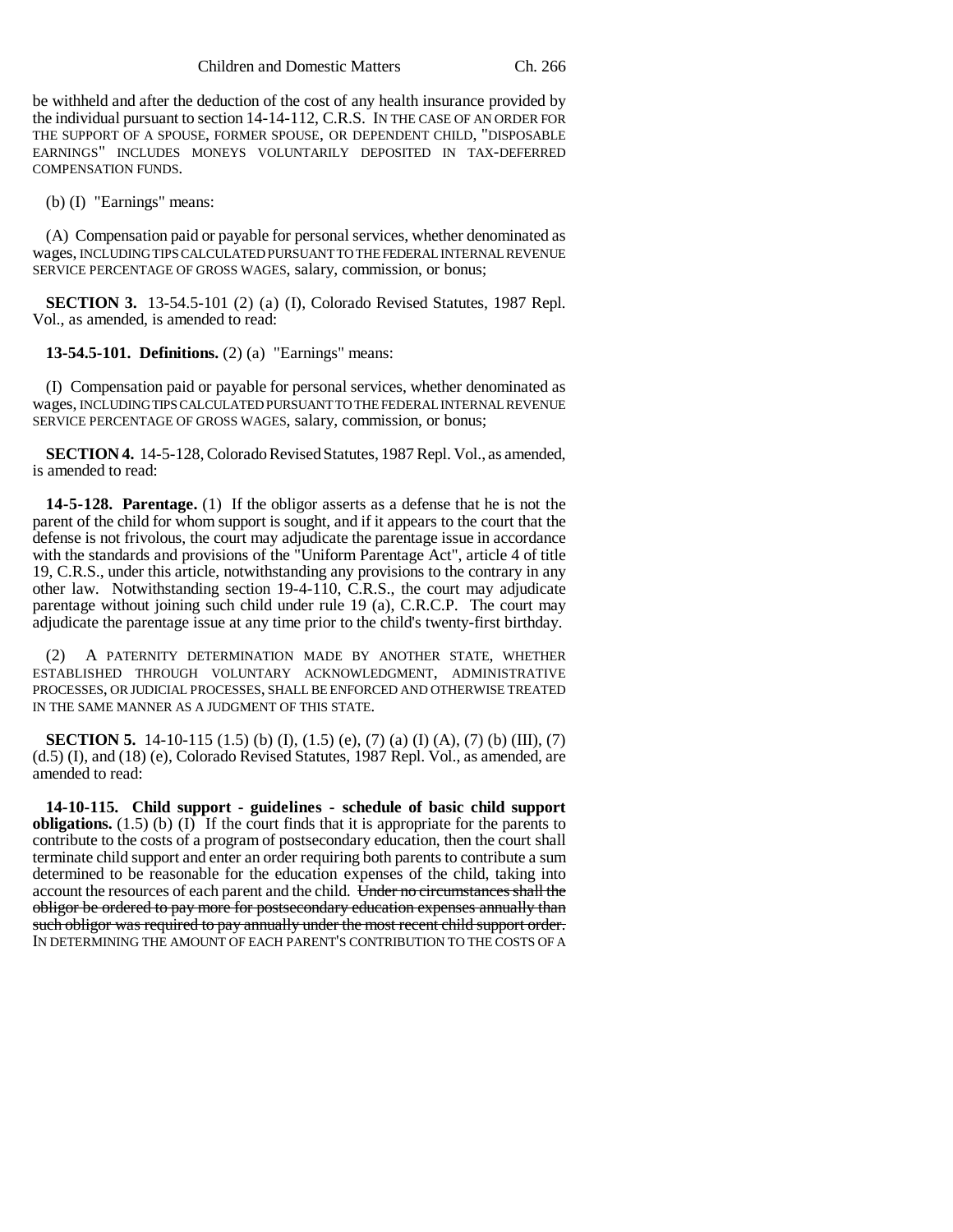be withheld and after the deduction of the cost of any health insurance provided by the individual pursuant to section 14-14-112, C.R.S. IN THE CASE OF AN ORDER FOR THE SUPPORT OF A SPOUSE, FORMER SPOUSE, OR DEPENDENT CHILD, "DISPOSABLE EARNINGS" INCLUDES MONEYS VOLUNTARILY DEPOSITED IN TAX-DEFERRED COMPENSATION FUNDS.

(b) (I) "Earnings" means:

(A) Compensation paid or payable for personal services, whether denominated as wages, INCLUDING TIPS CALCULATED PURSUANT TO THE FEDERAL INTERNAL REVENUE SERVICE PERCENTAGE OF GROSS WAGES, salary, commission, or bonus;

**SECTION 3.** 13-54.5-101 (2) (a) (I), Colorado Revised Statutes, 1987 Repl. Vol., as amended, is amended to read:

**13-54.5-101. Definitions.** (2) (a) "Earnings" means:

(I) Compensation paid or payable for personal services, whether denominated as wages, INCLUDING TIPS CALCULATED PURSUANT TO THE FEDERAL INTERNAL REVENUE SERVICE PERCENTAGE OF GROSS WAGES, salary, commission, or bonus;

**SECTION 4.** 14-5-128, Colorado Revised Statutes, 1987 Repl. Vol., as amended, is amended to read:

**14-5-128. Parentage.** (1) If the obligor asserts as a defense that he is not the parent of the child for whom support is sought, and if it appears to the court that the defense is not frivolous, the court may adjudicate the parentage issue in accordance with the standards and provisions of the "Uniform Parentage Act", article 4 of title 19, C.R.S., under this article, notwithstanding any provisions to the contrary in any other law. Notwithstanding section 19-4-110, C.R.S., the court may adjudicate parentage without joining such child under rule 19 (a), C.R.C.P. The court may adjudicate the parentage issue at any time prior to the child's twenty-first birthday.

(2) A PATERNITY DETERMINATION MADE BY ANOTHER STATE, WHETHER ESTABLISHED THROUGH VOLUNTARY ACKNOWLEDGMENT, ADMINISTRATIVE PROCESSES, OR JUDICIAL PROCESSES, SHALL BE ENFORCED AND OTHERWISE TREATED IN THE SAME MANNER AS A JUDGMENT OF THIS STATE.

**SECTION 5.** 14-10-115 (1.5) (b) (I), (1.5) (e), (7) (a) (I) (A), (7) (b) (III), (7) (d.5) (I), and (18) (e), Colorado Revised Statutes, 1987 Repl. Vol., as amended, are amended to read:

**14-10-115. Child support - guidelines - schedule of basic child support obligations.** (1.5) (b) (I) If the court finds that it is appropriate for the parents to contribute to the costs of a program of postsecondary education, then the court shall terminate child support and enter an order requiring both parents to contribute a sum determined to be reasonable for the education expenses of the child, taking into account the resources of each parent and the child. ~~Under no circumstances shall the obligor be ordered to pay more for postsecondary education expenses annually than such obligor was required to pay annually under the most recent child support order.~~ IN DETERMINING THE AMOUNT OF EACH PARENT'S CONTRIBUTION TO THE COSTS OF A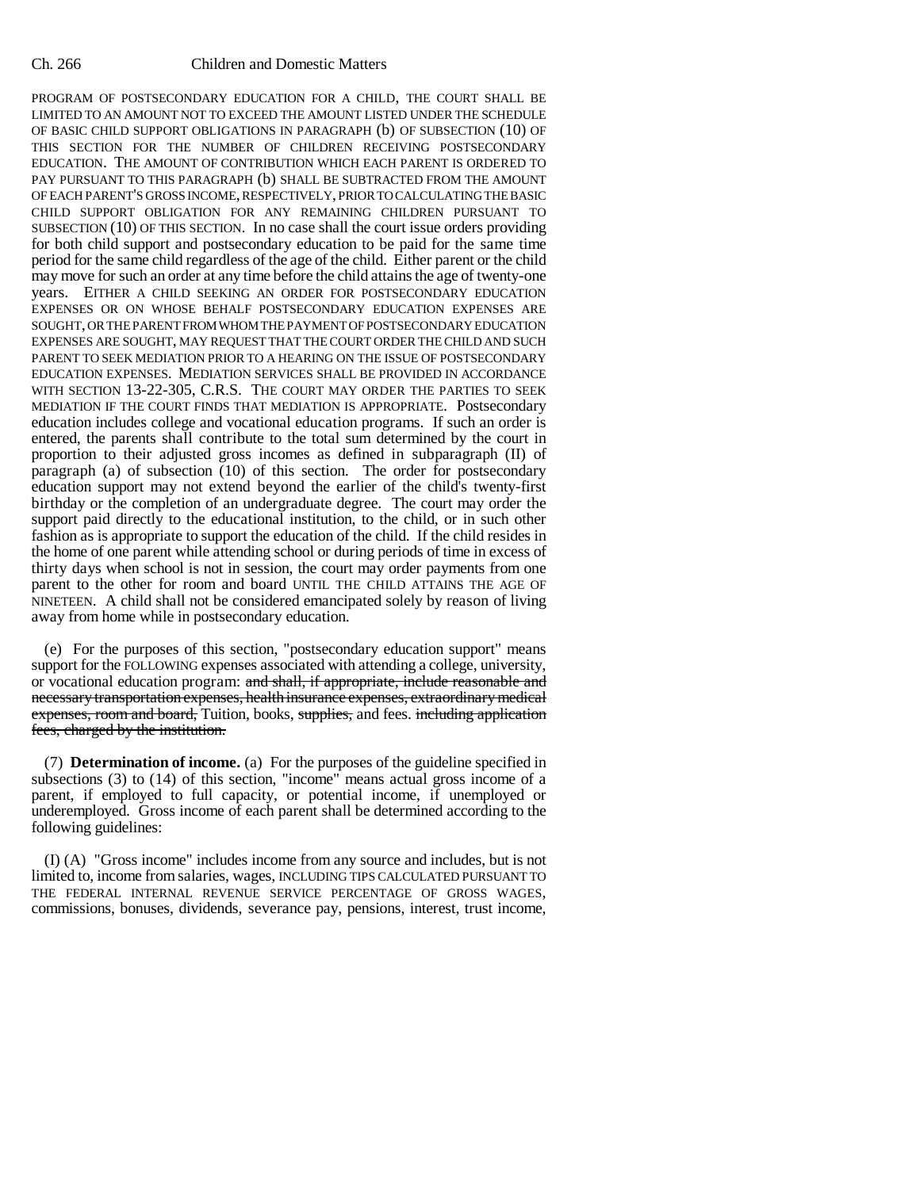PROGRAM OF POSTSECONDARY EDUCATION FOR A CHILD, THE COURT SHALL BE LIMITED TO AN AMOUNT NOT TO EXCEED THE AMOUNT LISTED UNDER THE SCHEDULE OF BASIC CHILD SUPPORT OBLIGATIONS IN PARAGRAPH (b) OF SUBSECTION (10) OF THIS SECTION FOR THE NUMBER OF CHILDREN RECEIVING POSTSECONDARY EDUCATION. THE AMOUNT OF CONTRIBUTION WHICH EACH PARENT IS ORDERED TO PAY PURSUANT TO THIS PARAGRAPH (b) SHALL BE SUBTRACTED FROM THE AMOUNT OF EACH PARENT'S GROSS INCOME, RESPECTIVELY, PRIOR TO CALCULATING THE BASIC CHILD SUPPORT OBLIGATION FOR ANY REMAINING CHILDREN PURSUANT TO SUBSECTION (10) OF THIS SECTION. In no case shall the court issue orders providing for both child support and postsecondary education to be paid for the same time period for the same child regardless of the age of the child. Either parent or the child may move for such an order at any time before the child attains the age of twenty-one years. EITHER A CHILD SEEKING AN ORDER FOR POSTSECONDARY EDUCATION EXPENSES OR ON WHOSE BEHALF POSTSECONDARY EDUCATION EXPENSES ARE SOUGHT, OR THE PARENT FROM WHOM THE PAYMENT OF POSTSECONDARY EDUCATION EXPENSES ARE SOUGHT, MAY REQUEST THAT THE COURT ORDER THE CHILD AND SUCH PARENT TO SEEK MEDIATION PRIOR TO A HEARING ON THE ISSUE OF POSTSECONDARY EDUCATION EXPENSES. MEDIATION SERVICES SHALL BE PROVIDED IN ACCORDANCE WITH SECTION 13-22-305, C.R.S. THE COURT MAY ORDER THE PARTIES TO SEEK MEDIATION IF THE COURT FINDS THAT MEDIATION IS APPROPRIATE. Postsecondary education includes college and vocational education programs. If such an order is entered, the parents shall contribute to the total sum determined by the court in proportion to their adjusted gross incomes as defined in subparagraph (II) of paragraph (a) of subsection (10) of this section. The order for postsecondary education support may not extend beyond the earlier of the child's twenty-first birthday or the completion of an undergraduate degree. The court may order the support paid directly to the educational institution, to the child, or in such other fashion as is appropriate to support the education of the child. If the child resides in the home of one parent while attending school or during periods of time in excess of thirty days when school is not in session, the court may order payments from one parent to the other for room and board UNTIL THE CHILD ATTAINS THE AGE OF NINETEEN. A child shall not be considered emancipated solely by reason of living away from home while in postsecondary education.

(e) For the purposes of this section, "postsecondary education support" means support for the FOLLOWING expenses associated with attending a college, university, or vocational education program: ~~and shall, if appropriate, include reasonable and necessary transportation expenses, health insurance expenses, extraordinary medical expenses, room and board,~~ Tuition, books, ~~supplies,~~ and fees. ~~including application fees, charged by the institution.~~

(7) **Determination of income.** (a) For the purposes of the guideline specified in subsections (3) to (14) of this section, "income" means actual gross income of a parent, if employed to full capacity, or potential income, if unemployed or underemployed. Gross income of each parent shall be determined according to the following guidelines:

(I) (A) "Gross income" includes income from any source and includes, but is not limited to, income from salaries, wages, INCLUDING TIPS CALCULATED PURSUANT TO THE FEDERAL INTERNAL REVENUE SERVICE PERCENTAGE OF GROSS WAGES, commissions, bonuses, dividends, severance pay, pensions, interest, trust income,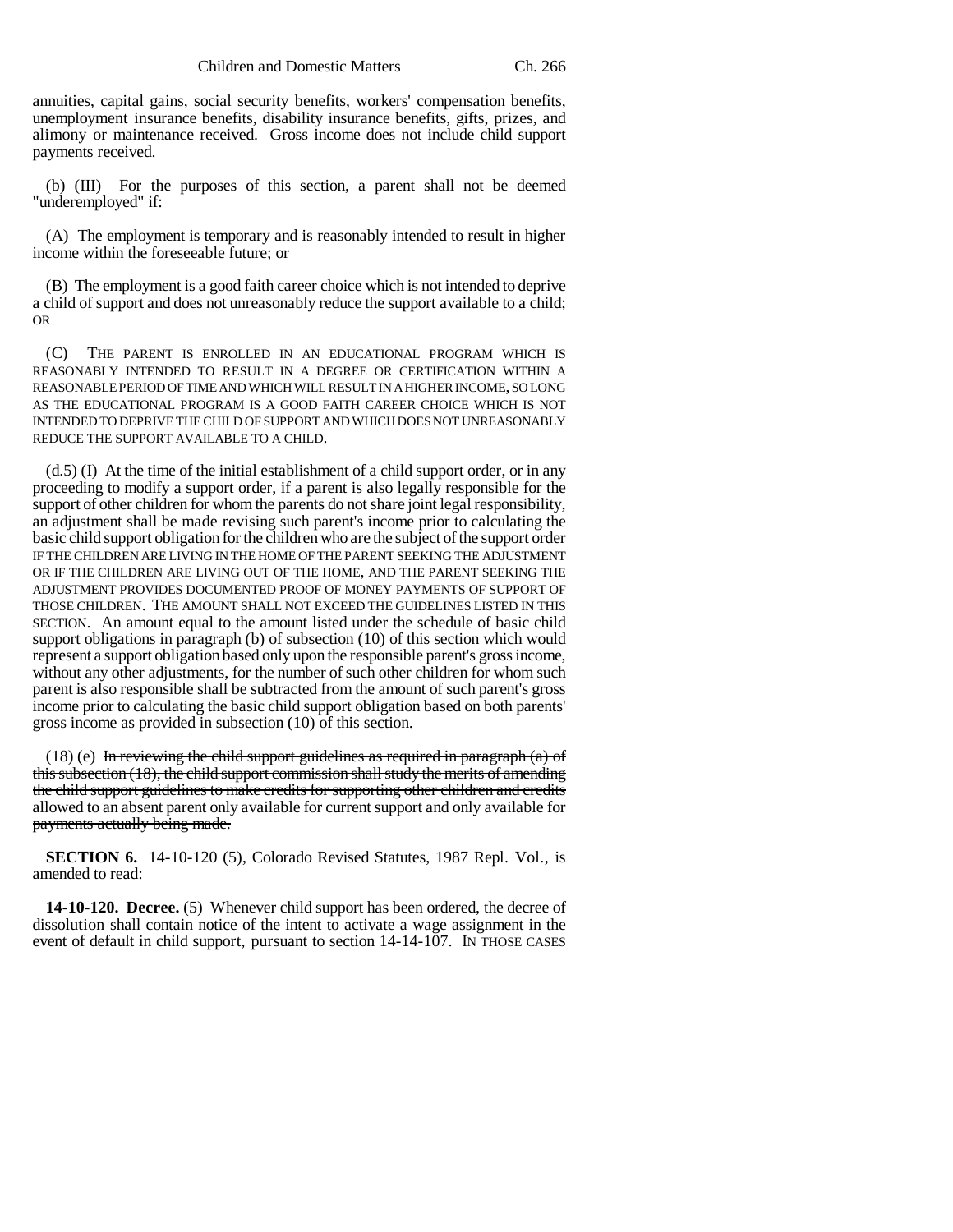annuities, capital gains, social security benefits, workers' compensation benefits, unemployment insurance benefits, disability insurance benefits, gifts, prizes, and alimony or maintenance received. Gross income does not include child support payments received.

(b) (III) For the purposes of this section, a parent shall not be deemed "underemployed" if:

(A) The employment is temporary and is reasonably intended to result in higher income within the foreseeable future; or

(B) The employment is a good faith career choice which is not intended to deprive a child of support and does not unreasonably reduce the support available to a child; OR

(C) THE PARENT IS ENROLLED IN AN EDUCATIONAL PROGRAM WHICH IS REASONABLY INTENDED TO RESULT IN A DEGREE OR CERTIFICATION WITHIN A REASONABLE PERIOD OF TIME AND WHICH WILL RESULT IN A HIGHER INCOME, SO LONG AS THE EDUCATIONAL PROGRAM IS A GOOD FAITH CAREER CHOICE WHICH IS NOT INTENDED TO DEPRIVE THE CHILD OF SUPPORT AND WHICH DOES NOT UNREASONABLY REDUCE THE SUPPORT AVAILABLE TO A CHILD.

(d.5) (I) At the time of the initial establishment of a child support order, or in any proceeding to modify a support order, if a parent is also legally responsible for the support of other children for whom the parents do not share joint legal responsibility, an adjustment shall be made revising such parent's income prior to calculating the basic child support obligation for the children who are the subject of the support order IF THE CHILDREN ARE LIVING IN THE HOME OF THE PARENT SEEKING THE ADJUSTMENT OR IF THE CHILDREN ARE LIVING OUT OF THE HOME, AND THE PARENT SEEKING THE ADJUSTMENT PROVIDES DOCUMENTED PROOF OF MONEY PAYMENTS OF SUPPORT OF THOSE CHILDREN. THE AMOUNT SHALL NOT EXCEED THE GUIDELINES LISTED IN THIS SECTION. An amount equal to the amount listed under the schedule of basic child support obligations in paragraph (b) of subsection (10) of this section which would represent a support obligation based only upon the responsible parent's gross income, without any other adjustments, for the number of such other children for whom such parent is also responsible shall be subtracted from the amount of such parent's gross income prior to calculating the basic child support obligation based on both parents' gross income as provided in subsection (10) of this section.

(18) (e) ~~In reviewing the child support guidelines as required in paragraph (a) of this subsection (18), the child support commission shall study the merits of amending the child support guidelines to make credits for supporting other children and credits allowed to an absent parent only available for current support and only available for payments actually being made.~~

**SECTION 6.** 14-10-120 (5), Colorado Revised Statutes, 1987 Repl. Vol., is amended to read:

**14-10-120. Decree.** (5) Whenever child support has been ordered, the decree of dissolution shall contain notice of the intent to activate a wage assignment in the event of default in child support, pursuant to section 14-14-107. IN THOSE CASES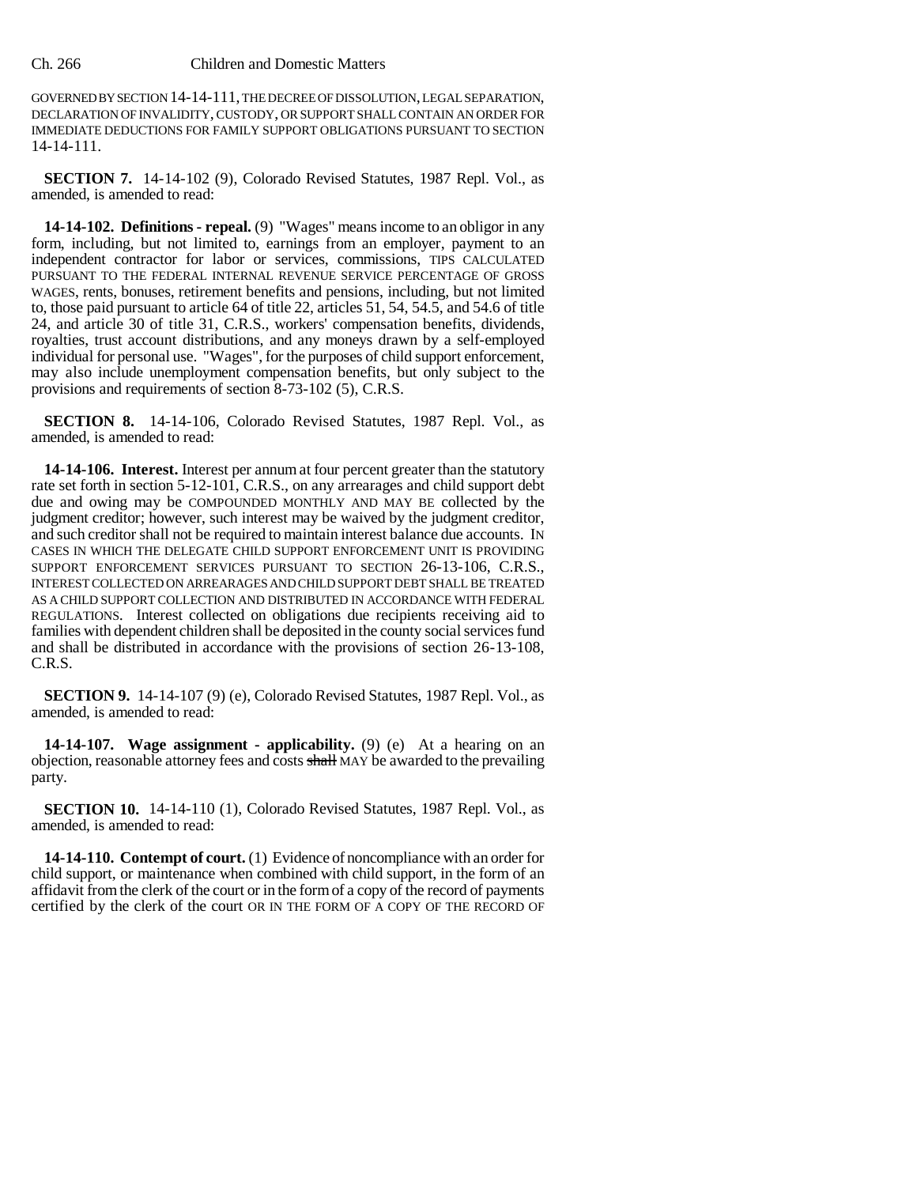GOVERNED BY SECTION 14-14-111, THE DECREE OF DISSOLUTION, LEGAL SEPARATION, DECLARATION OF INVALIDITY, CUSTODY, OR SUPPORT SHALL CONTAIN AN ORDER FOR IMMEDIATE DEDUCTIONS FOR FAMILY SUPPORT OBLIGATIONS PURSUANT TO SECTION 14-14-111.

**SECTION 7.** 14-14-102 (9), Colorado Revised Statutes, 1987 Repl. Vol., as amended, is amended to read:

**14-14-102. Definitions - repeal.** (9) "Wages" means income to an obligor in any form, including, but not limited to, earnings from an employer, payment to an independent contractor for labor or services, commissions, TIPS CALCULATED PURSUANT TO THE FEDERAL INTERNAL REVENUE SERVICE PERCENTAGE OF GROSS WAGES, rents, bonuses, retirement benefits and pensions, including, but not limited to, those paid pursuant to article 64 of title 22, articles 51, 54, 54.5, and 54.6 of title 24, and article 30 of title 31, C.R.S., workers' compensation benefits, dividends, royalties, trust account distributions, and any moneys drawn by a self-employed individual for personal use. "Wages", for the purposes of child support enforcement, may also include unemployment compensation benefits, but only subject to the provisions and requirements of section 8-73-102 (5), C.R.S.

**SECTION 8.** 14-14-106, Colorado Revised Statutes, 1987 Repl. Vol., as amended, is amended to read:

**14-14-106. Interest.** Interest per annum at four percent greater than the statutory rate set forth in section 5-12-101, C.R.S., on any arrearages and child support debt due and owing may be COMPOUNDED MONTHLY AND MAY BE collected by the judgment creditor; however, such interest may be waived by the judgment creditor, and such creditor shall not be required to maintain interest balance due accounts. IN CASES IN WHICH THE DELEGATE CHILD SUPPORT ENFORCEMENT UNIT IS PROVIDING SUPPORT ENFORCEMENT SERVICES PURSUANT TO SECTION 26-13-106, C.R.S., INTEREST COLLECTED ON ARREARAGES AND CHILD SUPPORT DEBT SHALL BE TREATED AS A CHILD SUPPORT COLLECTION AND DISTRIBUTED IN ACCORDANCE WITH FEDERAL REGULATIONS. Interest collected on obligations due recipients receiving aid to families with dependent children shall be deposited in the county social services fund and shall be distributed in accordance with the provisions of section 26-13-108, C.R.S.

**SECTION 9.** 14-14-107 (9) (e), Colorado Revised Statutes, 1987 Repl. Vol., as amended, is amended to read:

**14-14-107. Wage assignment - applicability.** (9) (e) At a hearing on an objection, reasonable attorney fees and costs ~~shall~~ MAY be awarded to the prevailing party.

**SECTION 10.** 14-14-110 (1), Colorado Revised Statutes, 1987 Repl. Vol., as amended, is amended to read:

**14-14-110. Contempt of court.** (1) Evidence of noncompliance with an order for child support, or maintenance when combined with child support, in the form of an affidavit from the clerk of the court or in the form of a copy of the record of payments certified by the clerk of the court OR IN THE FORM OF A COPY OF THE RECORD OF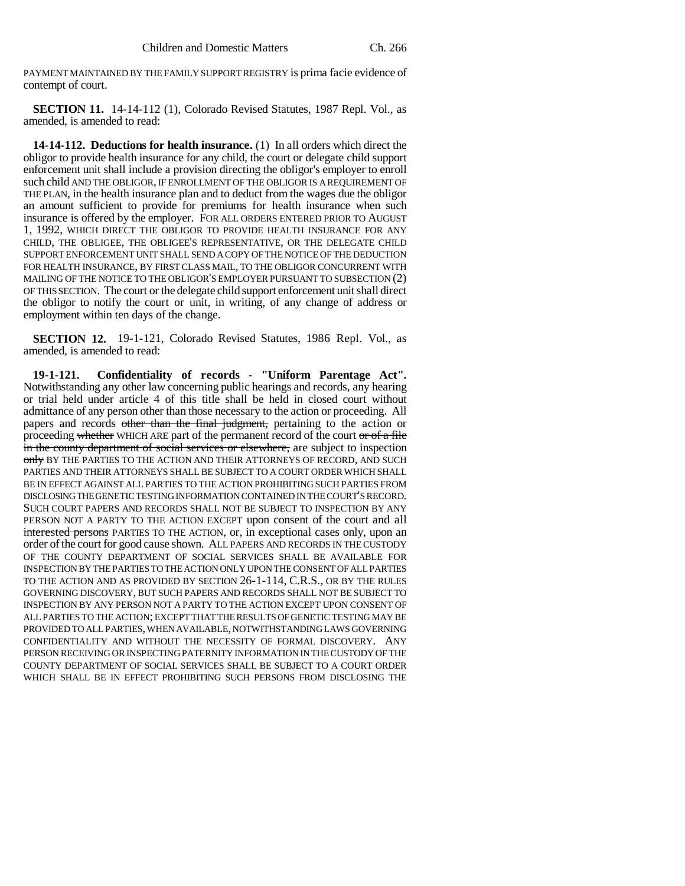PAYMENT MAINTAINED BY THE FAMILY SUPPORT REGISTRY is prima facie evidence of contempt of court.

**SECTION 11.** 14-14-112 (1), Colorado Revised Statutes, 1987 Repl. Vol., as amended, is amended to read:

**14-14-112. Deductions for health insurance.** (1) In all orders which direct the obligor to provide health insurance for any child, the court or delegate child support enforcement unit shall include a provision directing the obligor's employer to enroll such child AND THE OBLIGOR, IF ENROLLMENT OF THE OBLIGOR IS A REQUIREMENT OF THE PLAN, in the health insurance plan and to deduct from the wages due the obligor an amount sufficient to provide for premiums for health insurance when such insurance is offered by the employer. FOR ALL ORDERS ENTERED PRIOR TO AUGUST 1, 1992, WHICH DIRECT THE OBLIGOR TO PROVIDE HEALTH INSURANCE FOR ANY CHILD, THE OBLIGEE, THE OBLIGEE'S REPRESENTATIVE, OR THE DELEGATE CHILD SUPPORT ENFORCEMENT UNIT SHALL SEND A COPY OF THE NOTICE OF THE DEDUCTION FOR HEALTH INSURANCE, BY FIRST CLASS MAIL, TO THE OBLIGOR CONCURRENT WITH MAILING OF THE NOTICE TO THE OBLIGOR'S EMPLOYER PURSUANT TO SUBSECTION (2) OF THIS SECTION. The court or the delegate child support enforcement unit shall direct the obligor to notify the court or unit, in writing, of any change of address or employment within ten days of the change.

**SECTION 12.** 19-1-121, Colorado Revised Statutes, 1986 Repl. Vol., as amended, is amended to read:

**19-1-121. Confidentiality of records - "Uniform Parentage Act".** Notwithstanding any other law concerning public hearings and records, any hearing or trial held under article 4 of this title shall be held in closed court without admittance of any person other than those necessary to the action or proceeding. All papers and records ~~other than the final judgment,~~ pertaining to the action or proceeding ~~whether~~ WHICH ARE part of the permanent record of the court ~~or of a file in the county department of social services or elsewhere,~~ are subject to inspection ~~only~~ BY THE PARTIES TO THE ACTION AND THEIR ATTORNEYS OF RECORD, AND SUCH PARTIES AND THEIR ATTORNEYS SHALL BE SUBJECT TO A COURT ORDER WHICH SHALL BE IN EFFECT AGAINST ALL PARTIES TO THE ACTION PROHIBITING SUCH PARTIES FROM DISCLOSING THE GENETIC TESTING INFORMATION CONTAINED IN THE COURT'S RECORD. SUCH COURT PAPERS AND RECORDS SHALL NOT BE SUBJECT TO INSPECTION BY ANY PERSON NOT A PARTY TO THE ACTION EXCEPT upon consent of the court and all ~~interested persons~~ PARTIES TO THE ACTION, or, in exceptional cases only, upon an order of the court for good cause shown. ALL PAPERS AND RECORDS IN THE CUSTODY OF THE COUNTY DEPARTMENT OF SOCIAL SERVICES SHALL BE AVAILABLE FOR INSPECTION BY THE PARTIES TO THE ACTION ONLY UPON THE CONSENT OF ALL PARTIES TO THE ACTION AND AS PROVIDED BY SECTION 26-1-114, C.R.S., OR BY THE RULES GOVERNING DISCOVERY, BUT SUCH PAPERS AND RECORDS SHALL NOT BE SUBJECT TO INSPECTION BY ANY PERSON NOT A PARTY TO THE ACTION EXCEPT UPON CONSENT OF ALL PARTIES TO THE ACTION; EXCEPT THAT THE RESULTS OF GENETIC TESTING MAY BE PROVIDED TO ALL PARTIES, WHEN AVAILABLE, NOTWITHSTANDING LAWS GOVERNING CONFIDENTIALITY AND WITHOUT THE NECESSITY OF FORMAL DISCOVERY. ANY PERSON RECEIVING OR INSPECTING PATERNITY INFORMATION IN THE CUSTODY OF THE COUNTY DEPARTMENT OF SOCIAL SERVICES SHALL BE SUBJECT TO A COURT ORDER WHICH SHALL BE IN EFFECT PROHIBITING SUCH PERSONS FROM DISCLOSING THE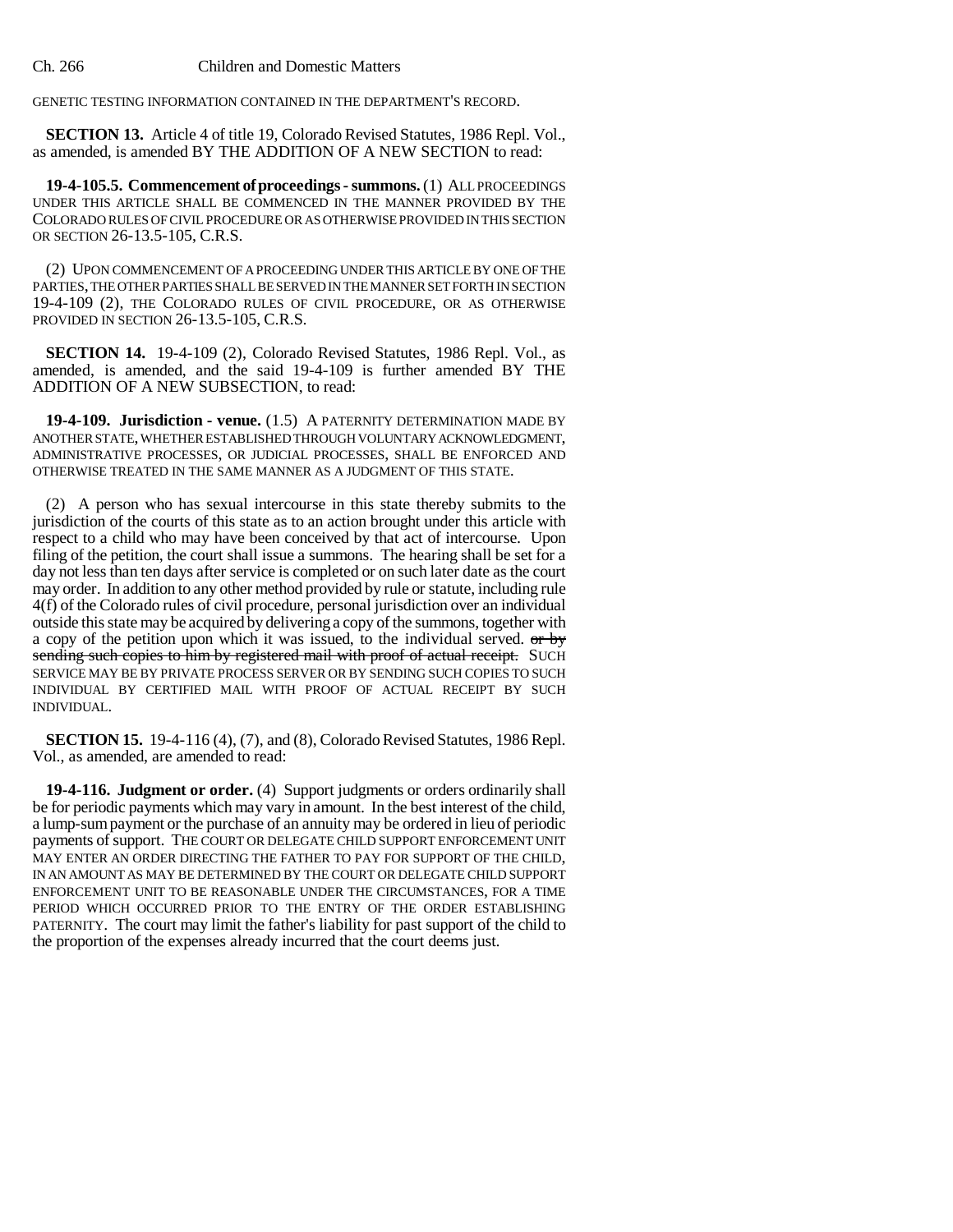GENETIC TESTING INFORMATION CONTAINED IN THE DEPARTMENT'S RECORD.

**SECTION 13.** Article 4 of title 19, Colorado Revised Statutes, 1986 Repl. Vol., as amended, is amended BY THE ADDITION OF A NEW SECTION to read:

**19-4-105.5. Commencement of proceedings - summons.** (1) ALL PROCEEDINGS UNDER THIS ARTICLE SHALL BE COMMENCED IN THE MANNER PROVIDED BY THE COLORADO RULES OF CIVIL PROCEDURE OR AS OTHERWISE PROVIDED IN THIS SECTION OR SECTION 26-13.5-105, C.R.S.

(2) UPON COMMENCEMENT OF A PROCEEDING UNDER THIS ARTICLE BY ONE OF THE PARTIES, THE OTHER PARTIES SHALL BE SERVED IN THE MANNER SET FORTH IN SECTION 19-4-109 (2), THE COLORADO RULES OF CIVIL PROCEDURE, OR AS OTHERWISE PROVIDED IN SECTION 26-13.5-105, C.R.S.

**SECTION 14.** 19-4-109 (2), Colorado Revised Statutes, 1986 Repl. Vol., as amended, is amended, and the said 19-4-109 is further amended BY THE ADDITION OF A NEW SUBSECTION, to read:

**19-4-109. Jurisdiction - venue.** (1.5) A PATERNITY DETERMINATION MADE BY ANOTHER STATE, WHETHER ESTABLISHED THROUGH VOLUNTARY ACKNOWLEDGMENT, ADMINISTRATIVE PROCESSES, OR JUDICIAL PROCESSES, SHALL BE ENFORCED AND OTHERWISE TREATED IN THE SAME MANNER AS A JUDGMENT OF THIS STATE.

(2) A person who has sexual intercourse in this state thereby submits to the jurisdiction of the courts of this state as to an action brought under this article with respect to a child who may have been conceived by that act of intercourse. Upon filing of the petition, the court shall issue a summons. The hearing shall be set for a day not less than ten days after service is completed or on such later date as the court may order. In addition to any other method provided by rule or statute, including rule 4(f) of the Colorado rules of civil procedure, personal jurisdiction over an individual outside this state may be acquired by delivering a copy of the summons, together with a copy of the petition upon which it was issued, to the individual served. ~~or by sending such copies to him by registered mail with proof of actual receipt.~~ SUCH SERVICE MAY BE BY PRIVATE PROCESS SERVER OR BY SENDING SUCH COPIES TO SUCH INDIVIDUAL BY CERTIFIED MAIL WITH PROOF OF ACTUAL RECEIPT BY SUCH INDIVIDUAL.

**SECTION 15.** 19-4-116 (4), (7), and (8), Colorado Revised Statutes, 1986 Repl. Vol., as amended, are amended to read:

**19-4-116. Judgment or order.** (4) Support judgments or orders ordinarily shall be for periodic payments which may vary in amount. In the best interest of the child, a lump-sum payment or the purchase of an annuity may be ordered in lieu of periodic payments of support. THE COURT OR DELEGATE CHILD SUPPORT ENFORCEMENT UNIT MAY ENTER AN ORDER DIRECTING THE FATHER TO PAY FOR SUPPORT OF THE CHILD, IN AN AMOUNT AS MAY BE DETERMINED BY THE COURT OR DELEGATE CHILD SUPPORT ENFORCEMENT UNIT TO BE REASONABLE UNDER THE CIRCUMSTANCES, FOR A TIME PERIOD WHICH OCCURRED PRIOR TO THE ENTRY OF THE ORDER ESTABLISHING PATERNITY. The court may limit the father's liability for past support of the child to the proportion of the expenses already incurred that the court deems just.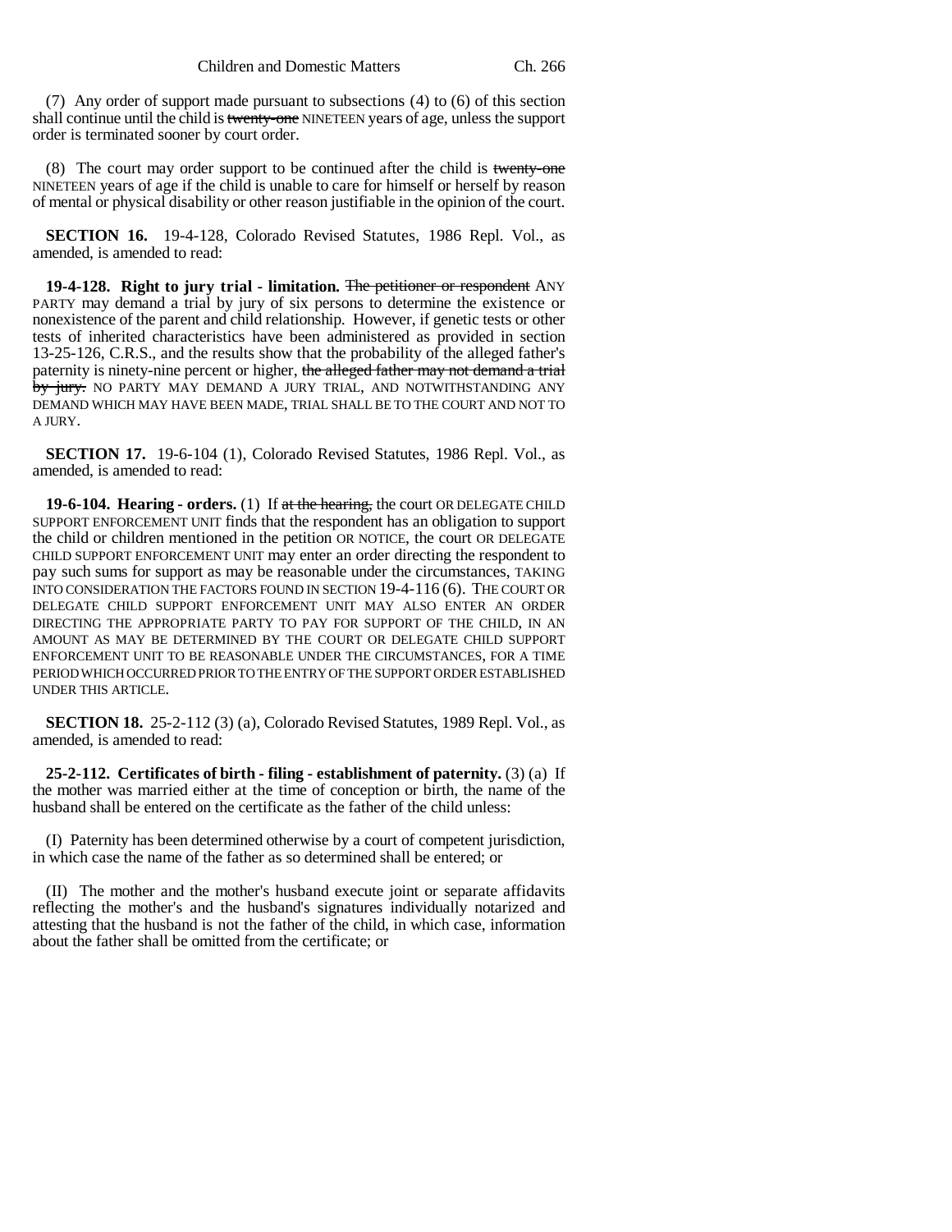(7) Any order of support made pursuant to subsections (4) to (6) of this section shall continue until the child is ~~twenty-one~~ NINETEEN years of age, unless the support order is terminated sooner by court order.

(8) The court may order support to be continued after the child is ~~twenty-one~~ NINETEEN years of age if the child is unable to care for himself or herself by reason of mental or physical disability or other reason justifiable in the opinion of the court.

**SECTION 16.** 19-4-128, Colorado Revised Statutes, 1986 Repl. Vol., as amended, is amended to read:

**19-4-128. Right to jury trial - limitation.** ~~The petitioner or respondent~~ ANY PARTY may demand a trial by jury of six persons to determine the existence or nonexistence of the parent and child relationship. However, if genetic tests or other tests of inherited characteristics have been administered as provided in section 13-25-126, C.R.S., and the results show that the probability of the alleged father's paternity is ninety-nine percent or higher, ~~the alleged father may not demand a trial by jury.~~ NO PARTY MAY DEMAND A JURY TRIAL, AND NOTWITHSTANDING ANY DEMAND WHICH MAY HAVE BEEN MADE, TRIAL SHALL BE TO THE COURT AND NOT TO A JURY.

**SECTION 17.** 19-6-104 (1), Colorado Revised Statutes, 1986 Repl. Vol., as amended, is amended to read:

**19-6-104. Hearing - orders.** (1) If ~~at the hearing,~~ the court OR DELEGATE CHILD SUPPORT ENFORCEMENT UNIT finds that the respondent has an obligation to support the child or children mentioned in the petition OR NOTICE, the court OR DELEGATE CHILD SUPPORT ENFORCEMENT UNIT may enter an order directing the respondent to pay such sums for support as may be reasonable under the circumstances, TAKING INTO CONSIDERATION THE FACTORS FOUND IN SECTION 19-4-116 (6). THE COURT OR DELEGATE CHILD SUPPORT ENFORCEMENT UNIT MAY ALSO ENTER AN ORDER DIRECTING THE APPROPRIATE PARTY TO PAY FOR SUPPORT OF THE CHILD, IN AN AMOUNT AS MAY BE DETERMINED BY THE COURT OR DELEGATE CHILD SUPPORT ENFORCEMENT UNIT TO BE REASONABLE UNDER THE CIRCUMSTANCES, FOR A TIME PERIOD WHICH OCCURRED PRIOR TO THE ENTRY OF THE SUPPORT ORDER ESTABLISHED UNDER THIS ARTICLE.

**SECTION 18.** 25-2-112 (3) (a), Colorado Revised Statutes, 1989 Repl. Vol., as amended, is amended to read:

**25-2-112. Certificates of birth - filing - establishment of paternity.** (3) (a) If the mother was married either at the time of conception or birth, the name of the husband shall be entered on the certificate as the father of the child unless:

(I) Paternity has been determined otherwise by a court of competent jurisdiction, in which case the name of the father as so determined shall be entered; or

(II) The mother and the mother's husband execute joint or separate affidavits reflecting the mother's and the husband's signatures individually notarized and attesting that the husband is not the father of the child, in which case, information about the father shall be omitted from the certificate; or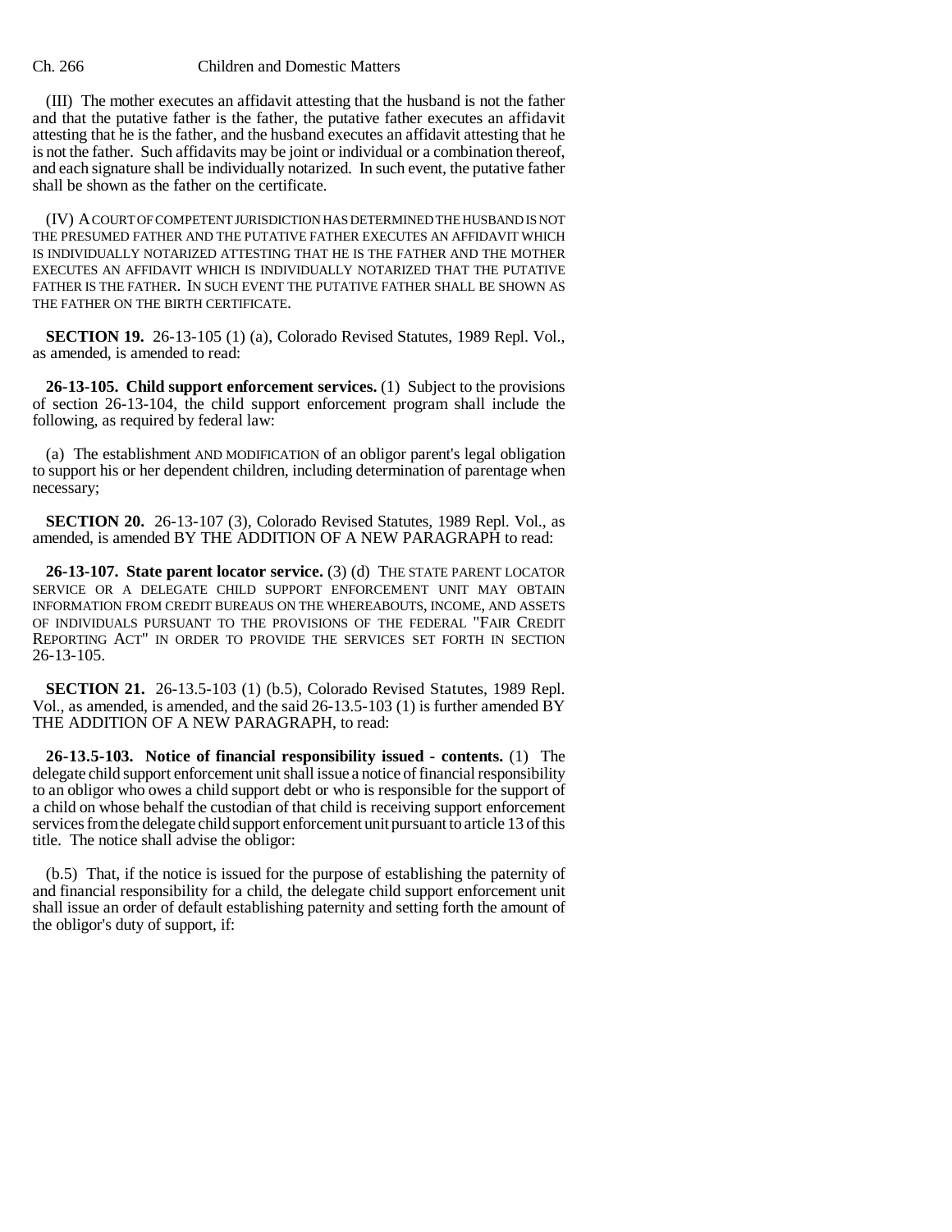(III) The mother executes an affidavit attesting that the husband is not the father and that the putative father is the father, the putative father executes an affidavit attesting that he is the father, and the husband executes an affidavit attesting that he is not the father. Such affidavits may be joint or individual or a combination thereof, and each signature shall be individually notarized. In such event, the putative father shall be shown as the father on the certificate.

(IV) A COURT OF COMPETENT JURISDICTION HAS DETERMINED THE HUSBAND IS NOT THE PRESUMED FATHER AND THE PUTATIVE FATHER EXECUTES AN AFFIDAVIT WHICH IS INDIVIDUALLY NOTARIZED ATTESTING THAT HE IS THE FATHER AND THE MOTHER EXECUTES AN AFFIDAVIT WHICH IS INDIVIDUALLY NOTARIZED THAT THE PUTATIVE FATHER IS THE FATHER. IN SUCH EVENT THE PUTATIVE FATHER SHALL BE SHOWN AS THE FATHER ON THE BIRTH CERTIFICATE.

**SECTION 19.** 26-13-105 (1) (a), Colorado Revised Statutes, 1989 Repl. Vol., as amended, is amended to read:

**26-13-105. Child support enforcement services.** (1) Subject to the provisions of section 26-13-104, the child support enforcement program shall include the following, as required by federal law:

(a) The establishment AND MODIFICATION of an obligor parent's legal obligation to support his or her dependent children, including determination of parentage when necessary;

**SECTION 20.** 26-13-107 (3), Colorado Revised Statutes, 1989 Repl. Vol., as amended, is amended BY THE ADDITION OF A NEW PARAGRAPH to read:

**26-13-107. State parent locator service.** (3) (d) THE STATE PARENT LOCATOR SERVICE OR A DELEGATE CHILD SUPPORT ENFORCEMENT UNIT MAY OBTAIN INFORMATION FROM CREDIT BUREAUS ON THE WHEREABOUTS, INCOME, AND ASSETS OF INDIVIDUALS PURSUANT TO THE PROVISIONS OF THE FEDERAL "FAIR CREDIT REPORTING ACT" IN ORDER TO PROVIDE THE SERVICES SET FORTH IN SECTION 26-13-105.

**SECTION 21.** 26-13.5-103 (1) (b.5), Colorado Revised Statutes, 1989 Repl. Vol., as amended, is amended, and the said 26-13.5-103 (1) is further amended BY THE ADDITION OF A NEW PARAGRAPH, to read:

**26-13.5-103. Notice of financial responsibility issued - contents.** (1) The delegate child support enforcement unit shall issue a notice of financial responsibility to an obligor who owes a child support debt or who is responsible for the support of a child on whose behalf the custodian of that child is receiving support enforcement services from the delegate child support enforcement unit pursuant to article 13 of this title. The notice shall advise the obligor:

(b.5) That, if the notice is issued for the purpose of establishing the paternity of and financial responsibility for a child, the delegate child support enforcement unit shall issue an order of default establishing paternity and setting forth the amount of the obligor's duty of support, if: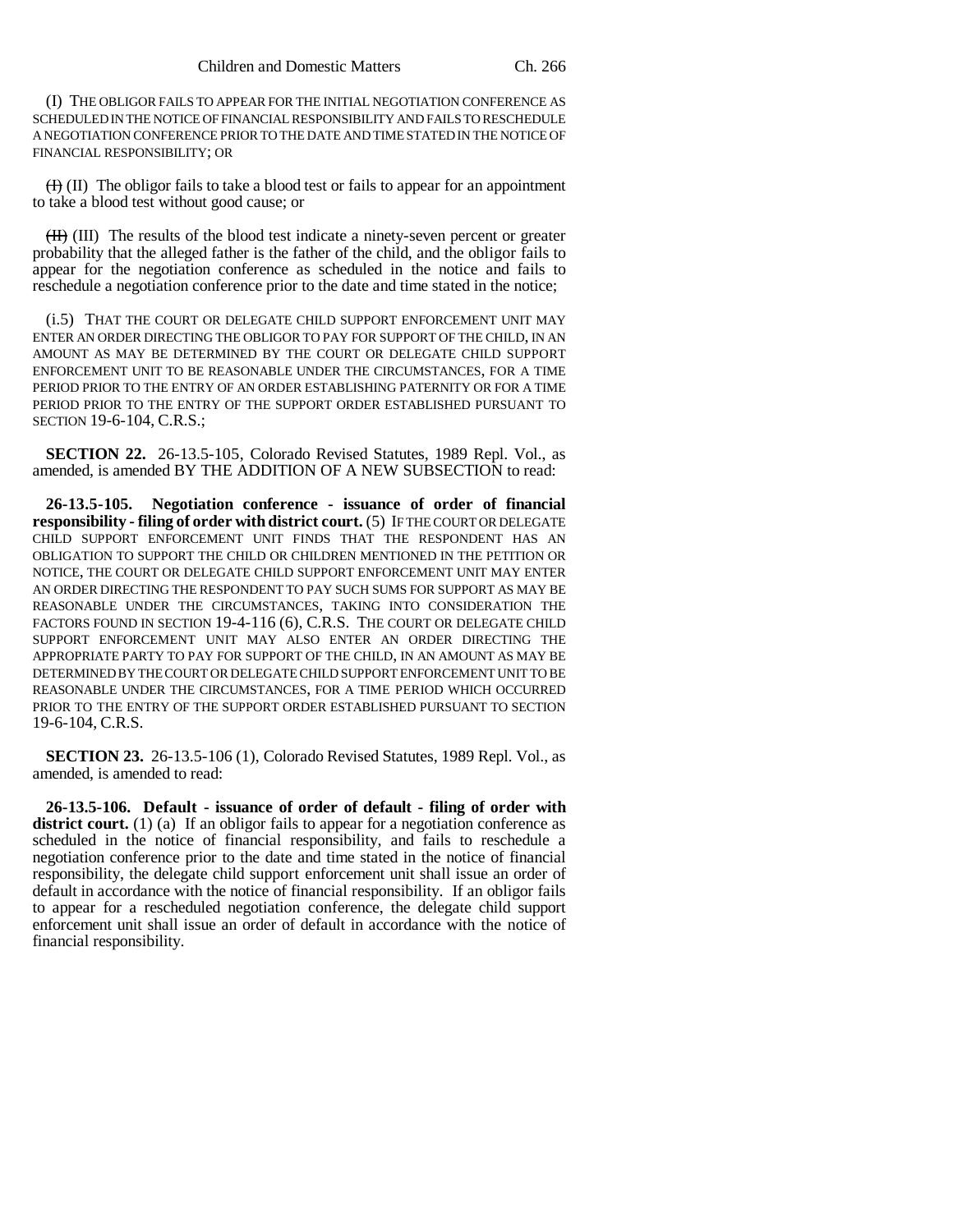(I) THE OBLIGOR FAILS TO APPEAR FOR THE INITIAL NEGOTIATION CONFERENCE AS SCHEDULED IN THE NOTICE OF FINANCIAL RESPONSIBILITY AND FAILS TO RESCHEDULE A NEGOTIATION CONFERENCE PRIOR TO THE DATE AND TIME STATED IN THE NOTICE OF FINANCIAL RESPONSIBILITY; OR

~~(I)~~ (II) The obligor fails to take a blood test or fails to appear for an appointment to take a blood test without good cause; or

~~(II)~~ (III) The results of the blood test indicate a ninety-seven percent or greater probability that the alleged father is the father of the child, and the obligor fails to appear for the negotiation conference as scheduled in the notice and fails to reschedule a negotiation conference prior to the date and time stated in the notice;

(i.5) THAT THE COURT OR DELEGATE CHILD SUPPORT ENFORCEMENT UNIT MAY ENTER AN ORDER DIRECTING THE OBLIGOR TO PAY FOR SUPPORT OF THE CHILD, IN AN AMOUNT AS MAY BE DETERMINED BY THE COURT OR DELEGATE CHILD SUPPORT ENFORCEMENT UNIT TO BE REASONABLE UNDER THE CIRCUMSTANCES, FOR A TIME PERIOD PRIOR TO THE ENTRY OF AN ORDER ESTABLISHING PATERNITY OR FOR A TIME PERIOD PRIOR TO THE ENTRY OF THE SUPPORT ORDER ESTABLISHED PURSUANT TO SECTION 19-6-104, C.R.S.;

**SECTION 22.** 26-13.5-105, Colorado Revised Statutes, 1989 Repl. Vol., as amended, is amended BY THE ADDITION OF A NEW SUBSECTION to read:

**26-13.5-105. Negotiation conference - issuance of order of financial responsibility - filing of order with district court.** (5) IF THE COURT OR DELEGATE CHILD SUPPORT ENFORCEMENT UNIT FINDS THAT THE RESPONDENT HAS AN OBLIGATION TO SUPPORT THE CHILD OR CHILDREN MENTIONED IN THE PETITION OR NOTICE, THE COURT OR DELEGATE CHILD SUPPORT ENFORCEMENT UNIT MAY ENTER AN ORDER DIRECTING THE RESPONDENT TO PAY SUCH SUMS FOR SUPPORT AS MAY BE REASONABLE UNDER THE CIRCUMSTANCES, TAKING INTO CONSIDERATION THE FACTORS FOUND IN SECTION 19-4-116 (6), C.R.S. THE COURT OR DELEGATE CHILD SUPPORT ENFORCEMENT UNIT MAY ALSO ENTER AN ORDER DIRECTING THE APPROPRIATE PARTY TO PAY FOR SUPPORT OF THE CHILD, IN AN AMOUNT AS MAY BE DETERMINED BY THE COURT OR DELEGATE CHILD SUPPORT ENFORCEMENT UNIT TO BE REASONABLE UNDER THE CIRCUMSTANCES, FOR A TIME PERIOD WHICH OCCURRED PRIOR TO THE ENTRY OF THE SUPPORT ORDER ESTABLISHED PURSUANT TO SECTION 19-6-104, C.R.S.

**SECTION 23.** 26-13.5-106 (1), Colorado Revised Statutes, 1989 Repl. Vol., as amended, is amended to read:

**26-13.5-106. Default - issuance of order of default - filing of order with district court.** (1) (a) If an obligor fails to appear for a negotiation conference as scheduled in the notice of financial responsibility, and fails to reschedule a negotiation conference prior to the date and time stated in the notice of financial responsibility, the delegate child support enforcement unit shall issue an order of default in accordance with the notice of financial responsibility. If an obligor fails to appear for a rescheduled negotiation conference, the delegate child support enforcement unit shall issue an order of default in accordance with the notice of financial responsibility.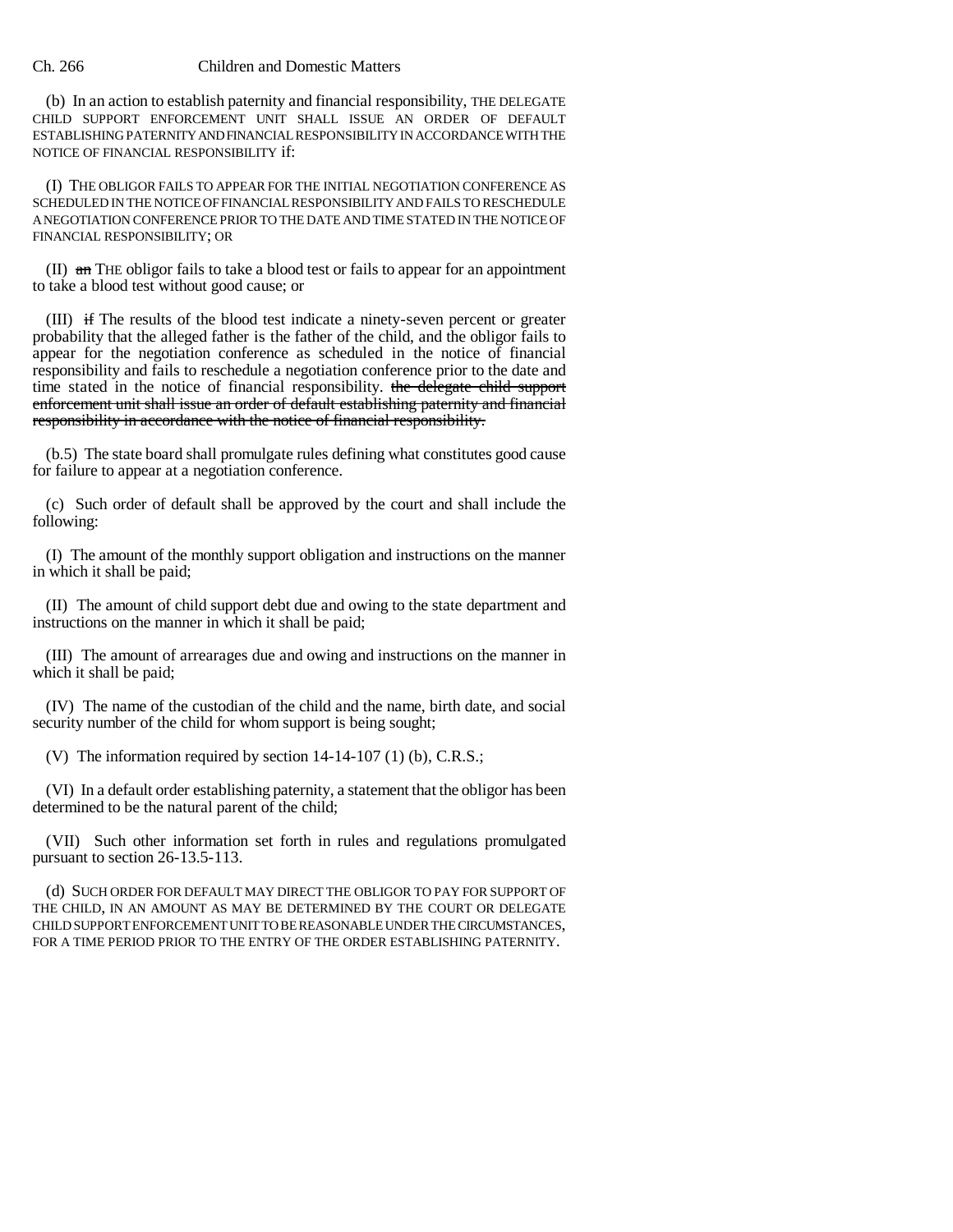(b) In an action to establish paternity and financial responsibility, THE DELEGATE CHILD SUPPORT ENFORCEMENT UNIT SHALL ISSUE AN ORDER OF DEFAULT ESTABLISHING PATERNITY AND FINANCIAL RESPONSIBILITY IN ACCORDANCE WITH THE NOTICE OF FINANCIAL RESPONSIBILITY if:

(I) THE OBLIGOR FAILS TO APPEAR FOR THE INITIAL NEGOTIATION CONFERENCE AS SCHEDULED IN THE NOTICE OF FINANCIAL RESPONSIBILITY AND FAILS TO RESCHEDULE A NEGOTIATION CONFERENCE PRIOR TO THE DATE AND TIME STATED IN THE NOTICE OF FINANCIAL RESPONSIBILITY; OR

(II) ~~an~~ THE obligor fails to take a blood test or fails to appear for an appointment to take a blood test without good cause; or

(III) ~~if~~ The results of the blood test indicate a ninety-seven percent or greater probability that the alleged father is the father of the child, and the obligor fails to appear for the negotiation conference as scheduled in the notice of financial responsibility and fails to reschedule a negotiation conference prior to the date and time stated in the notice of financial responsibility. ~~the delegate child support enforcement unit shall issue an order of default establishing paternity and financial responsibility in accordance with the notice of financial responsibility.~~

(b.5) The state board shall promulgate rules defining what constitutes good cause for failure to appear at a negotiation conference.

(c) Such order of default shall be approved by the court and shall include the following:

(I) The amount of the monthly support obligation and instructions on the manner in which it shall be paid;

(II) The amount of child support debt due and owing to the state department and instructions on the manner in which it shall be paid;

(III) The amount of arrearages due and owing and instructions on the manner in which it shall be paid;

(IV) The name of the custodian of the child and the name, birth date, and social security number of the child for whom support is being sought;

(V) The information required by section 14-14-107 (1) (b), C.R.S.;

(VI) In a default order establishing paternity, a statement that the obligor has been determined to be the natural parent of the child;

(VII) Such other information set forth in rules and regulations promulgated pursuant to section 26-13.5-113.

(d) SUCH ORDER FOR DEFAULT MAY DIRECT THE OBLIGOR TO PAY FOR SUPPORT OF THE CHILD, IN AN AMOUNT AS MAY BE DETERMINED BY THE COURT OR DELEGATE CHILD SUPPORT ENFORCEMENT UNIT TO BE REASONABLE UNDER THE CIRCUMSTANCES, FOR A TIME PERIOD PRIOR TO THE ENTRY OF THE ORDER ESTABLISHING PATERNITY.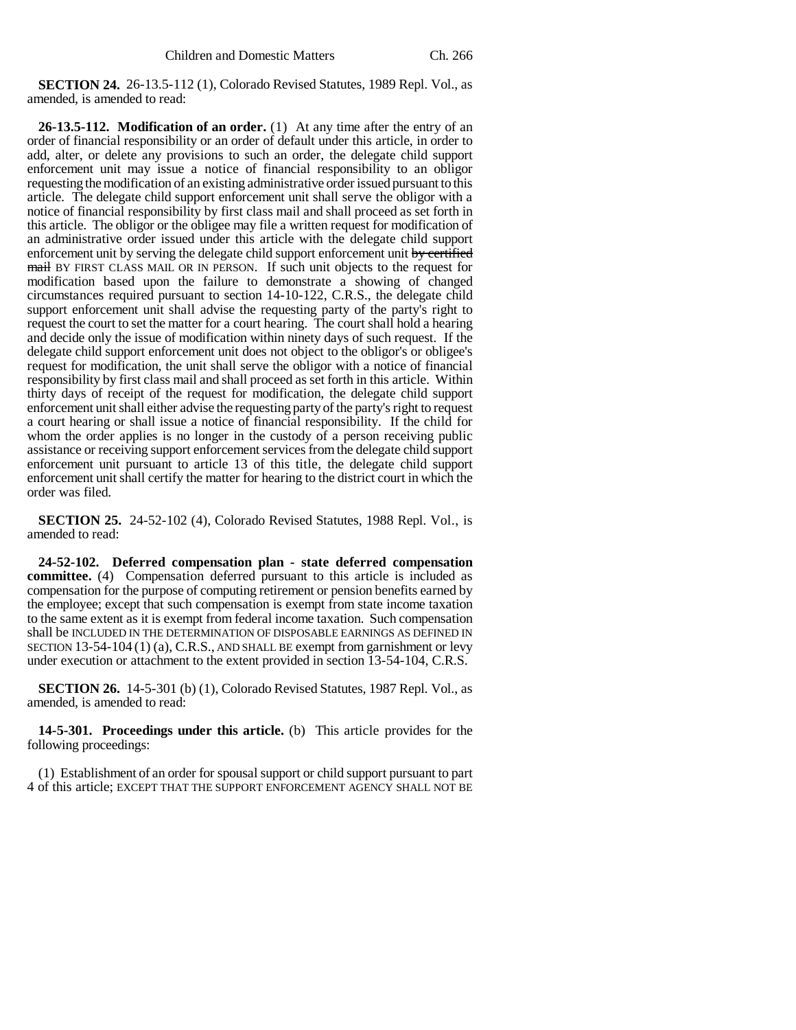**SECTION 24.** 26-13.5-112 (1), Colorado Revised Statutes, 1989 Repl. Vol., as amended, is amended to read:

**26-13.5-112. Modification of an order.** (1) At any time after the entry of an order of financial responsibility or an order of default under this article, in order to add, alter, or delete any provisions to such an order, the delegate child support enforcement unit may issue a notice of financial responsibility to an obligor requesting the modification of an existing administrative order issued pursuant to this article. The delegate child support enforcement unit shall serve the obligor with a notice of financial responsibility by first class mail and shall proceed as set forth in this article. The obligor or the obligee may file a written request for modification of an administrative order issued under this article with the delegate child support enforcement unit by serving the delegate child support enforcement unit ~~by certified mail~~ BY FIRST CLASS MAIL OR IN PERSON. If such unit objects to the request for modification based upon the failure to demonstrate a showing of changed circumstances required pursuant to section 14-10-122, C.R.S., the delegate child support enforcement unit shall advise the requesting party of the party's right to request the court to set the matter for a court hearing. The court shall hold a hearing and decide only the issue of modification within ninety days of such request. If the delegate child support enforcement unit does not object to the obligor's or obligee's request for modification, the unit shall serve the obligor with a notice of financial responsibility by first class mail and shall proceed as set forth in this article. Within thirty days of receipt of the request for modification, the delegate child support enforcement unit shall either advise the requesting party of the party's right to request a court hearing or shall issue a notice of financial responsibility. If the child for whom the order applies is no longer in the custody of a person receiving public assistance or receiving support enforcement services from the delegate child support enforcement unit pursuant to article 13 of this title, the delegate child support enforcement unit shall certify the matter for hearing to the district court in which the order was filed.

**SECTION 25.** 24-52-102 (4), Colorado Revised Statutes, 1988 Repl. Vol., is amended to read:

**24-52-102. Deferred compensation plan - state deferred compensation committee.** (4) Compensation deferred pursuant to this article is included as compensation for the purpose of computing retirement or pension benefits earned by the employee; except that such compensation is exempt from state income taxation to the same extent as it is exempt from federal income taxation. Such compensation shall be INCLUDED IN THE DETERMINATION OF DISPOSABLE EARNINGS AS DEFINED IN SECTION 13-54-104 (1) (a), C.R.S., AND SHALL BE exempt from garnishment or levy under execution or attachment to the extent provided in section 13-54-104, C.R.S.

**SECTION 26.** 14-5-301 (b) (1), Colorado Revised Statutes, 1987 Repl. Vol., as amended, is amended to read:

**14-5-301. Proceedings under this article.** (b) This article provides for the following proceedings:

(1) Establishment of an order for spousal support or child support pursuant to part 4 of this article; EXCEPT THAT THE SUPPORT ENFORCEMENT AGENCY SHALL NOT BE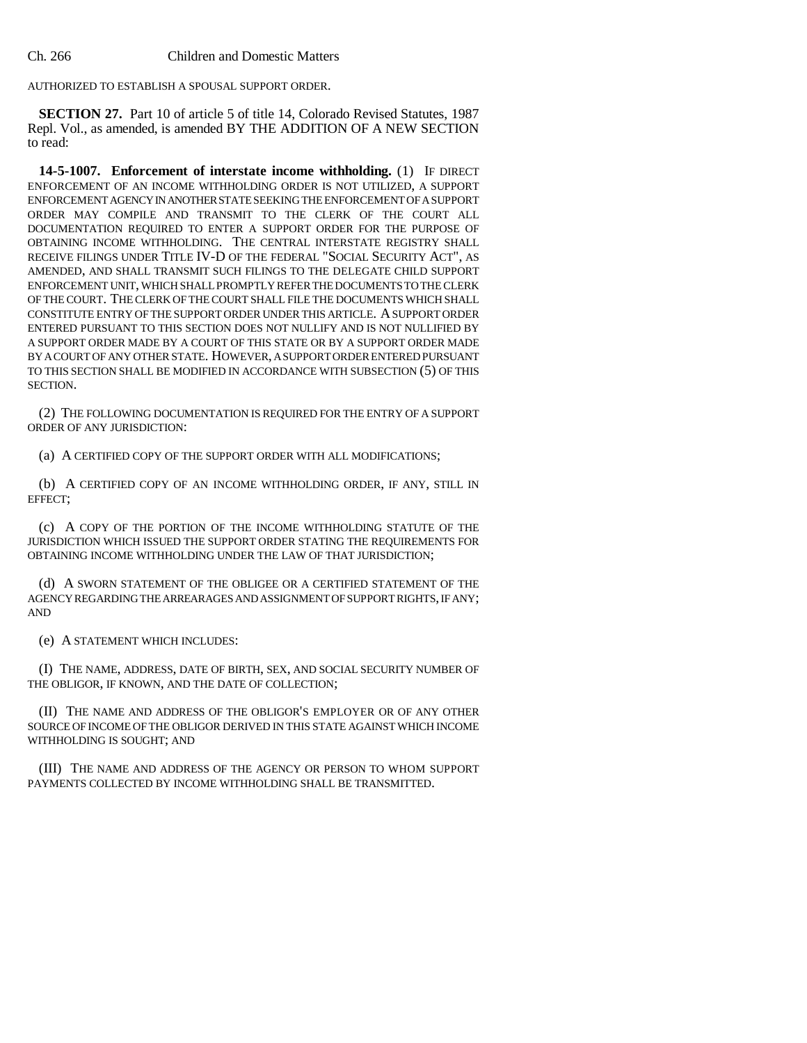AUTHORIZED TO ESTABLISH A SPOUSAL SUPPORT ORDER.

**SECTION 27.** Part 10 of article 5 of title 14, Colorado Revised Statutes, 1987 Repl. Vol., as amended, is amended BY THE ADDITION OF A NEW SECTION to read:

**14-5-1007. Enforcement of interstate income withholding.** (1) IF DIRECT ENFORCEMENT OF AN INCOME WITHHOLDING ORDER IS NOT UTILIZED, A SUPPORT ENFORCEMENT AGENCY IN ANOTHER STATE SEEKING THE ENFORCEMENT OF A SUPPORT ORDER MAY COMPILE AND TRANSMIT TO THE CLERK OF THE COURT ALL DOCUMENTATION REQUIRED TO ENTER A SUPPORT ORDER FOR THE PURPOSE OF OBTAINING INCOME WITHHOLDING. THE CENTRAL INTERSTATE REGISTRY SHALL RECEIVE FILINGS UNDER TITLE IV-D OF THE FEDERAL "SOCIAL SECURITY ACT", AS AMENDED, AND SHALL TRANSMIT SUCH FILINGS TO THE DELEGATE CHILD SUPPORT ENFORCEMENT UNIT, WHICH SHALL PROMPTLY REFER THE DOCUMENTS TO THE CLERK OF THE COURT. THE CLERK OF THE COURT SHALL FILE THE DOCUMENTS WHICH SHALL CONSTITUTE ENTRY OF THE SUPPORT ORDER UNDER THIS ARTICLE. A SUPPORT ORDER ENTERED PURSUANT TO THIS SECTION DOES NOT NULLIFY AND IS NOT NULLIFIED BY A SUPPORT ORDER MADE BY A COURT OF THIS STATE OR BY A SUPPORT ORDER MADE BY A COURT OF ANY OTHER STATE. HOWEVER, A SUPPORT ORDER ENTERED PURSUANT TO THIS SECTION SHALL BE MODIFIED IN ACCORDANCE WITH SUBSECTION (5) OF THIS SECTION.

(2) THE FOLLOWING DOCUMENTATION IS REQUIRED FOR THE ENTRY OF A SUPPORT ORDER OF ANY JURISDICTION:

(a) A CERTIFIED COPY OF THE SUPPORT ORDER WITH ALL MODIFICATIONS;

(b) A CERTIFIED COPY OF AN INCOME WITHHOLDING ORDER, IF ANY, STILL IN EFFECT;

(c) A COPY OF THE PORTION OF THE INCOME WITHHOLDING STATUTE OF THE JURISDICTION WHICH ISSUED THE SUPPORT ORDER STATING THE REQUIREMENTS FOR OBTAINING INCOME WITHHOLDING UNDER THE LAW OF THAT JURISDICTION;

(d) A SWORN STATEMENT OF THE OBLIGEE OR A CERTIFIED STATEMENT OF THE AGENCY REGARDING THE ARREARAGES AND ASSIGNMENT OF SUPPORT RIGHTS, IF ANY; AND

(e) A STATEMENT WHICH INCLUDES:

(I) THE NAME, ADDRESS, DATE OF BIRTH, SEX, AND SOCIAL SECURITY NUMBER OF THE OBLIGOR, IF KNOWN, AND THE DATE OF COLLECTION;

(II) THE NAME AND ADDRESS OF THE OBLIGOR'S EMPLOYER OR OF ANY OTHER SOURCE OF INCOME OF THE OBLIGOR DERIVED IN THIS STATE AGAINST WHICH INCOME WITHHOLDING IS SOUGHT; AND

(III) THE NAME AND ADDRESS OF THE AGENCY OR PERSON TO WHOM SUPPORT PAYMENTS COLLECTED BY INCOME WITHHOLDING SHALL BE TRANSMITTED.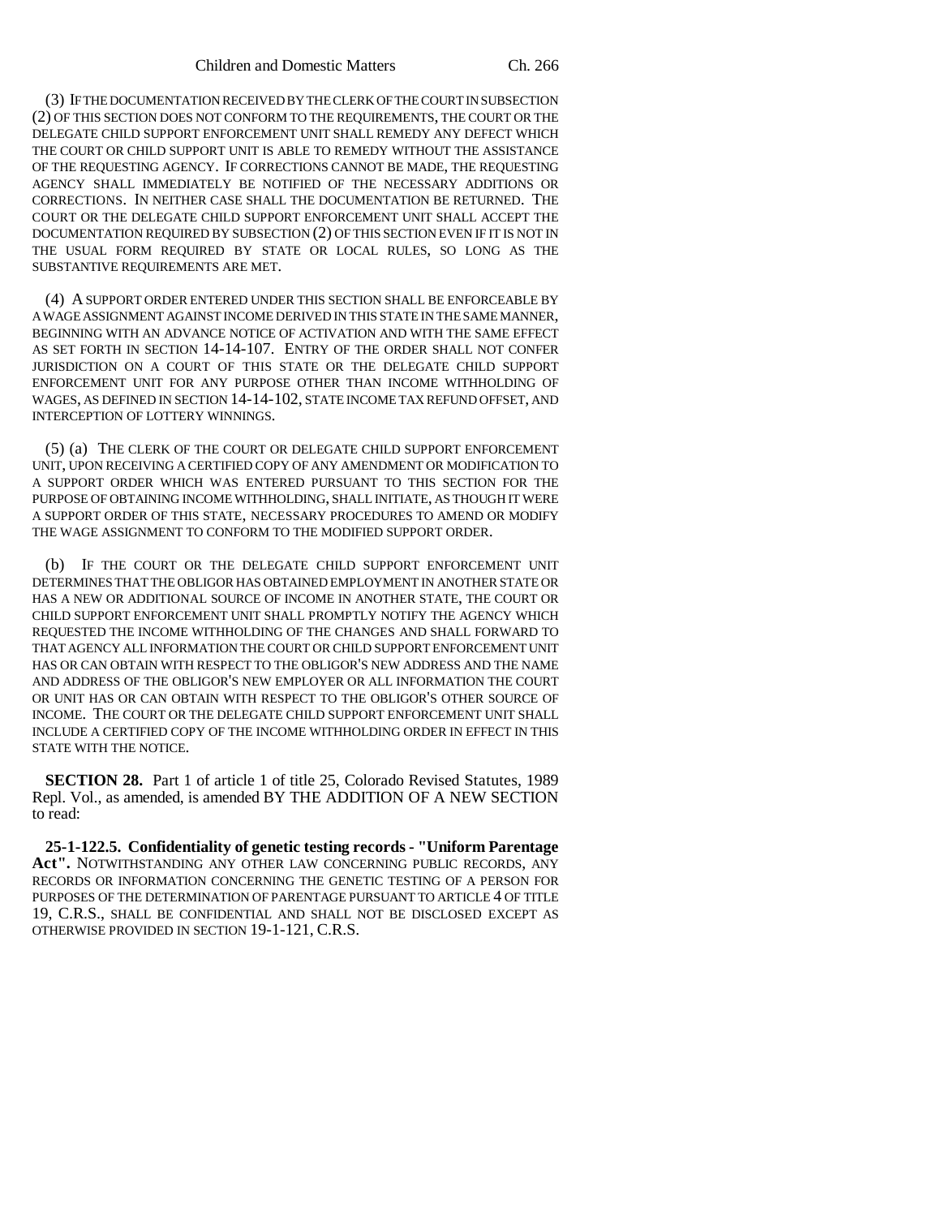(3) IF THE DOCUMENTATION RECEIVED BY THE CLERK OF THE COURT IN SUBSECTION (2) OF THIS SECTION DOES NOT CONFORM TO THE REQUIREMENTS, THE COURT OR THE DELEGATE CHILD SUPPORT ENFORCEMENT UNIT SHALL REMEDY ANY DEFECT WHICH THE COURT OR CHILD SUPPORT UNIT IS ABLE TO REMEDY WITHOUT THE ASSISTANCE OF THE REQUESTING AGENCY. IF CORRECTIONS CANNOT BE MADE, THE REQUESTING AGENCY SHALL IMMEDIATELY BE NOTIFIED OF THE NECESSARY ADDITIONS OR CORRECTIONS. IN NEITHER CASE SHALL THE DOCUMENTATION BE RETURNED. THE COURT OR THE DELEGATE CHILD SUPPORT ENFORCEMENT UNIT SHALL ACCEPT THE DOCUMENTATION REQUIRED BY SUBSECTION (2) OF THIS SECTION EVEN IF IT IS NOT IN THE USUAL FORM REQUIRED BY STATE OR LOCAL RULES, SO LONG AS THE SUBSTANTIVE REQUIREMENTS ARE MET.

(4) A SUPPORT ORDER ENTERED UNDER THIS SECTION SHALL BE ENFORCEABLE BY A WAGE ASSIGNMENT AGAINST INCOME DERIVED IN THIS STATE IN THE SAME MANNER, BEGINNING WITH AN ADVANCE NOTICE OF ACTIVATION AND WITH THE SAME EFFECT AS SET FORTH IN SECTION 14-14-107. ENTRY OF THE ORDER SHALL NOT CONFER JURISDICTION ON A COURT OF THIS STATE OR THE DELEGATE CHILD SUPPORT ENFORCEMENT UNIT FOR ANY PURPOSE OTHER THAN INCOME WITHHOLDING OF WAGES, AS DEFINED IN SECTION 14-14-102, STATE INCOME TAX REFUND OFFSET, AND INTERCEPTION OF LOTTERY WINNINGS.

(5) (a) THE CLERK OF THE COURT OR DELEGATE CHILD SUPPORT ENFORCEMENT UNIT, UPON RECEIVING A CERTIFIED COPY OF ANY AMENDMENT OR MODIFICATION TO A SUPPORT ORDER WHICH WAS ENTERED PURSUANT TO THIS SECTION FOR THE PURPOSE OF OBTAINING INCOME WITHHOLDING, SHALL INITIATE, AS THOUGH IT WERE A SUPPORT ORDER OF THIS STATE, NECESSARY PROCEDURES TO AMEND OR MODIFY THE WAGE ASSIGNMENT TO CONFORM TO THE MODIFIED SUPPORT ORDER.

(b) IF THE COURT OR THE DELEGATE CHILD SUPPORT ENFORCEMENT UNIT DETERMINES THAT THE OBLIGOR HAS OBTAINED EMPLOYMENT IN ANOTHER STATE OR HAS A NEW OR ADDITIONAL SOURCE OF INCOME IN ANOTHER STATE, THE COURT OR CHILD SUPPORT ENFORCEMENT UNIT SHALL PROMPTLY NOTIFY THE AGENCY WHICH REQUESTED THE INCOME WITHHOLDING OF THE CHANGES AND SHALL FORWARD TO THAT AGENCY ALL INFORMATION THE COURT OR CHILD SUPPORT ENFORCEMENT UNIT HAS OR CAN OBTAIN WITH RESPECT TO THE OBLIGOR'S NEW ADDRESS AND THE NAME AND ADDRESS OF THE OBLIGOR'S NEW EMPLOYER OR ALL INFORMATION THE COURT OR UNIT HAS OR CAN OBTAIN WITH RESPECT TO THE OBLIGOR'S OTHER SOURCE OF INCOME. THE COURT OR THE DELEGATE CHILD SUPPORT ENFORCEMENT UNIT SHALL INCLUDE A CERTIFIED COPY OF THE INCOME WITHHOLDING ORDER IN EFFECT IN THIS STATE WITH THE NOTICE.

**SECTION 28.** Part 1 of article 1 of title 25, Colorado Revised Statutes, 1989 Repl. Vol., as amended, is amended BY THE ADDITION OF A NEW SECTION to read:

**25-1-122.5. Confidentiality of genetic testing records - "Uniform Parentage Act".** NOTWITHSTANDING ANY OTHER LAW CONCERNING PUBLIC RECORDS, ANY RECORDS OR INFORMATION CONCERNING THE GENETIC TESTING OF A PERSON FOR PURPOSES OF THE DETERMINATION OF PARENTAGE PURSUANT TO ARTICLE 4 OF TITLE 19, C.R.S., SHALL BE CONFIDENTIAL AND SHALL NOT BE DISCLOSED EXCEPT AS OTHERWISE PROVIDED IN SECTION 19-1-121, C.R.S.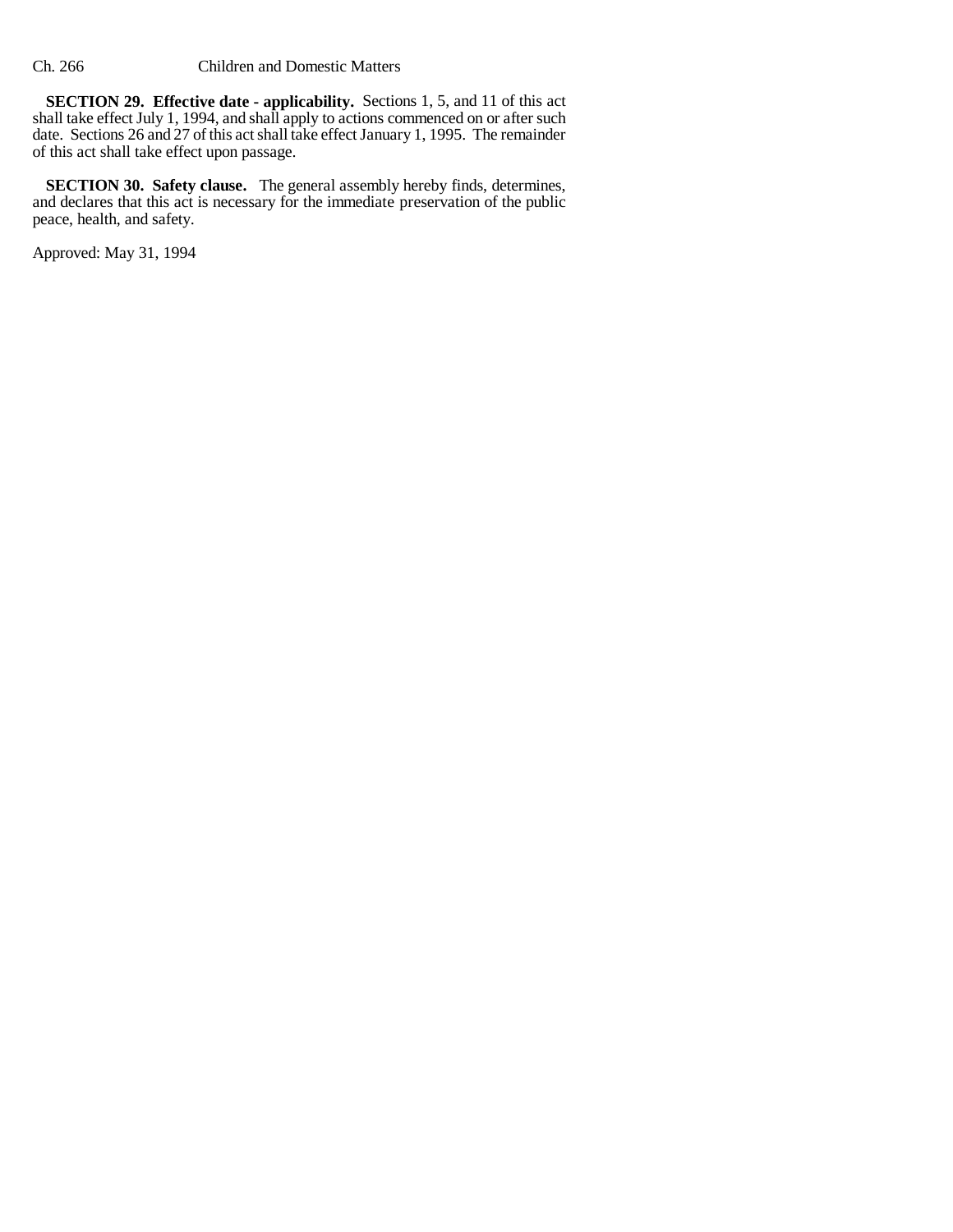**SECTION 29. Effective date - applicability.** Sections 1, 5, and 11 of this act shall take effect July 1, 1994, and shall apply to actions commenced on or after such date. Sections 26 and 27 of this act shall take effect January 1, 1995. The remainder of this act shall take effect upon passage.

**SECTION 30. Safety clause.** The general assembly hereby finds, determines, and declares that this act is necessary for the immediate preservation of the public peace, health, and safety.

Approved: May 31, 1994